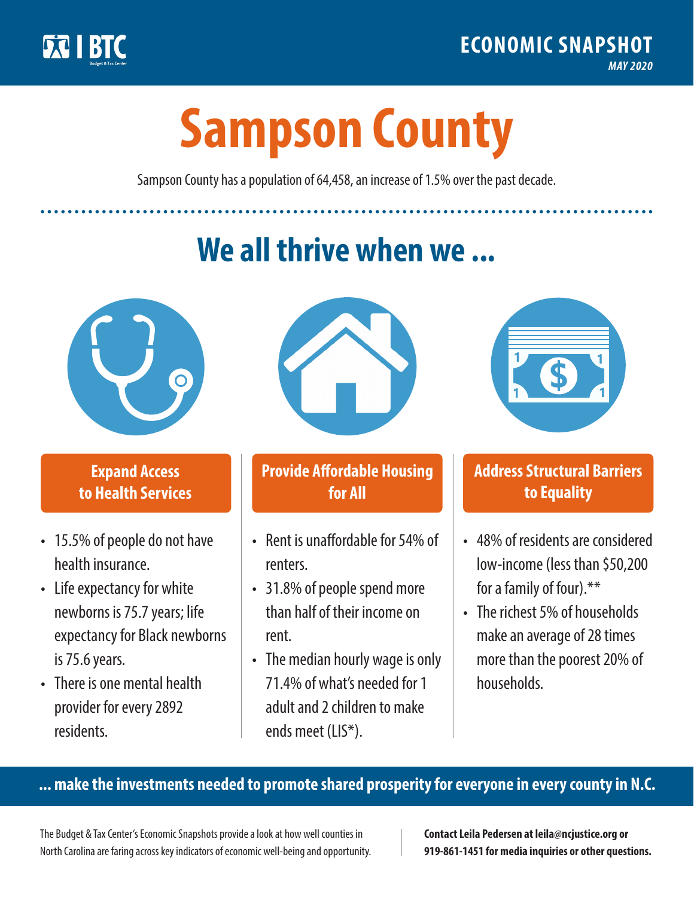BTC Budget & Tax Center

**ECONOMIC SNAPSHOT**
*MAY 2020*

# Sampson County

Sampson County has a population of 64,458, an increase of 1.5% over the past decade.

## We all thrive when we ...

### Expand Access to Health Services

- 15.5% of people do not have health insurance.
- Life expectancy for white newborns is 75.7 years; life expectancy for Black newborns is 75.6 years.
- There is one mental health provider for every 2892 residents.

### Provide Affordable Housing for All

- Rent is unaffordable for 54% of renters.
- 31.8% of people spend more than half of their income on rent.
- The median hourly wage is only 71.4% of what's needed for 1 adult and 2 children to make ends meet (LIS*).

### Address Structural Barriers to Equality

- 48% of residents are considered low-income (less than $50,200 for a family of four).**
- The richest 5% of households make an average of 28 times more than the poorest 20% of households.

**... make the investments needed to promote shared prosperity for everyone in every county in N.C.**

The Budget & Tax Center's Economic Snapshots provide a look at how well counties in North Carolina are faring across key indicators of economic well-being and opportunity.

**Contact Leila Pedersen at leila@ncjustice.org or 919-861-1451 for media inquiries or other questions.**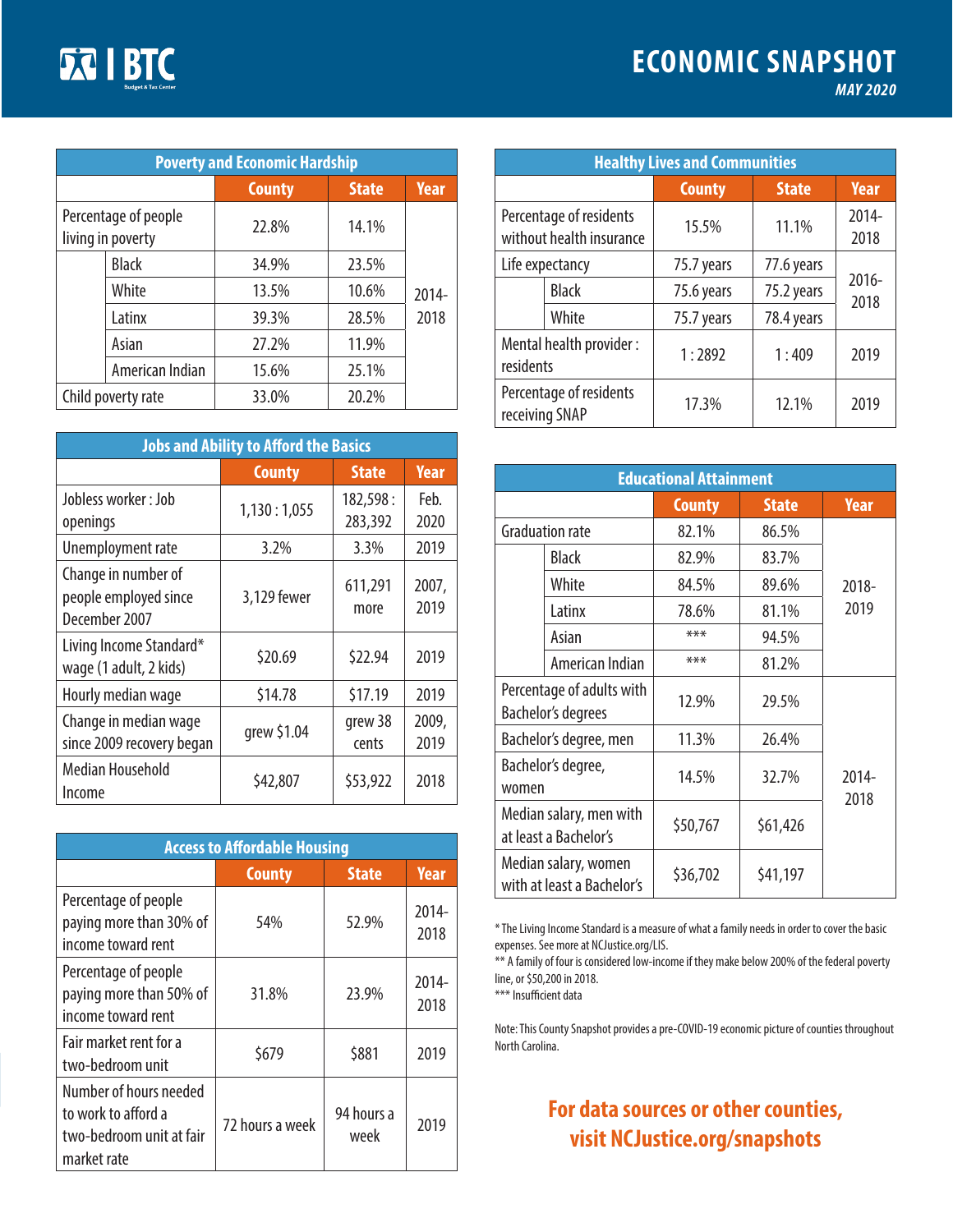BTC

# ECONOMIC SNAPSHOT

*MAY 2020*

| Poverty and Economic Hardship | | County | State | Year |
|---|---|---|---|---|
| Percentage of people living in poverty | | 22.8% | 14.1% | 2014-2018 |
| | Black | 34.9% | 23.5% | |
| | White | 13.5% | 10.6% | |
| | Latinx | 39.3% | 28.5% | |
| | Asian | 27.2% | 11.9% | |
| | American Indian | 15.6% | 25.1% | |
| Child poverty rate | | 33.0% | 20.2% | |

| Jobs and Ability to Afford the Basics | County | State | Year |
|---|---|---|---|
| Jobless worker : Job openings | 1,130 : 1,055 | 182,598 : 283,392 | Feb. 2020 |
| Unemployment rate | 3.2% | 3.3% | 2019 |
| Change in number of people employed since December 2007 | 3,129 fewer | 611,291 more | 2007, 2019 |
| Living Income Standard* wage (1 adult, 2 kids) | $20.69 | $22.94 | 2019 |
| Hourly median wage | $14.78 | $17.19 | 2019 |
| Change in median wage since 2009 recovery began | grew $1.04 | grew 38 cents | 2009, 2019 |
| Median Household Income | $42,807 | $53,922 | 2018 |

| Access to Affordable Housing | County | State | Year |
|---|---|---|---|
| Percentage of people paying more than 30% of income toward rent | 54% | 52.9% | 2014-2018 |
| Percentage of people paying more than 50% of income toward rent | 31.8% | 23.9% | 2014-2018 |
| Fair market rent for a two-bedroom unit | $679 | $881 | 2019 |
| Number of hours needed to work to afford a two-bedroom unit at fair market rate | 72 hours a week | 94 hours a week | 2019 |

| Healthy Lives and Communities | | County | State | Year |
|---|---|---|---|---|
| Percentage of residents without health insurance | | 15.5% | 11.1% | 2014-2018 |
| Life expectancy | | 75.7 years | 77.6 years | 2016-2018 |
| | Black | 75.6 years | 75.2 years | |
| | White | 75.7 years | 78.4 years | |
| Mental health provider : residents | | 1 : 2892 | 1 : 409 | 2019 |
| Percentage of residents receiving SNAP | | 17.3% | 12.1% | 2019 |

| Educational Attainment | | County | State | Year |
|---|---|---|---|---|
| Graduation rate | | 82.1% | 86.5% | 2018-2019 |
| | Black | 82.9% | 83.7% | |
| | White | 84.5% | 89.6% | |
| | Latinx | 78.6% | 81.1% | |
| | Asian | *** | 94.5% | |
| | American Indian | *** | 81.2% | |
| Percentage of adults with Bachelor's degrees | | 12.9% | 29.5% | 2014-2018 |
| Bachelor's degree, men | | 11.3% | 26.4% | |
| Bachelor's degree, women | | 14.5% | 32.7% | |
| Median salary, men with at least a Bachelor's | | $50,767 | $61,426 | |
| Median salary, women with at least a Bachelor's | | $36,702 | $41,197 | |

* The Living Income Standard is a measure of what a family needs in order to cover the basic expenses. See more at NCJustice.org/LIS.

** A family of four is considered low-income if they make below 200% of the federal poverty line, or $50,200 in 2018.

*** Insufficient data

Note: This County Snapshot provides a pre-COVID-19 economic picture of counties throughout North Carolina.

**For data sources or other counties, visit NCJustice.org/snapshots**